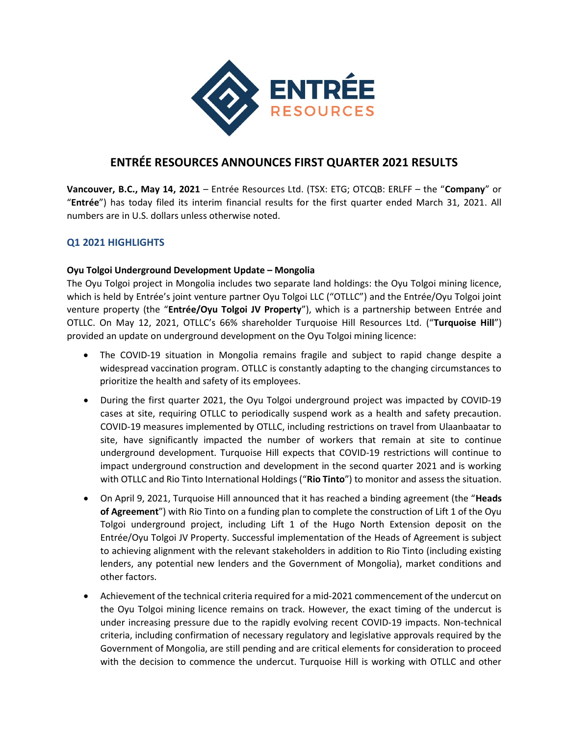# ENTRÉE RESOURCES ANNOUNCES FIRST QUARTER 2021 RESULTS

**Vancouver, B.C., May 14, 2021** – Entrée Resources Ltd. (TSX: ETG; OTCQB: ERLFF – the "**Company**" or "**Entrée**") has today filed its interim financial results for the first quarter ended March 31, 2021. All numbers are in U.S. dollars unless otherwise noted.

## Q1 2021 HIGHLIGHTS

### Oyu Tolgoi Underground Development Update – Mongolia

The Oyu Tolgoi project in Mongolia includes two separate land holdings: the Oyu Tolgoi mining licence, which is held by Entrée's joint venture partner Oyu Tolgoi LLC ("OTLLC") and the Entrée/Oyu Tolgoi joint venture property (the "**Entrée/Oyu Tolgoi JV Property**"), which is a partnership between Entrée and OTLLC. On May 12, 2021, OTLLC's 66% shareholder Turquoise Hill Resources Ltd. ("**Turquoise Hill**") provided an update on underground development on the Oyu Tolgoi mining licence:

- The COVID-19 situation in Mongolia remains fragile and subject to rapid change despite a widespread vaccination program. OTLLC is constantly adapting to the changing circumstances to prioritize the health and safety of its employees.
- During the first quarter 2021, the Oyu Tolgoi underground project was impacted by COVID-19 cases at site, requiring OTLLC to periodically suspend work as a health and safety precaution. COVID-19 measures implemented by OTLLC, including restrictions on travel from Ulaanbaatar to site, have significantly impacted the number of workers that remain at site to continue underground development. Turquoise Hill expects that COVID-19 restrictions will continue to impact underground construction and development in the second quarter 2021 and is working with OTLLC and Rio Tinto International Holdings ("**Rio Tinto**") to monitor and assess the situation.
- On April 9, 2021, Turquoise Hill announced that it has reached a binding agreement (the "**Heads of Agreement**") with Rio Tinto on a funding plan to complete the construction of Lift 1 of the Oyu Tolgoi underground project, including Lift 1 of the Hugo North Extension deposit on the Entrée/Oyu Tolgoi JV Property. Successful implementation of the Heads of Agreement is subject to achieving alignment with the relevant stakeholders in addition to Rio Tinto (including existing lenders, any potential new lenders and the Government of Mongolia), market conditions and other factors.
- Achievement of the technical criteria required for a mid-2021 commencement of the undercut on the Oyu Tolgoi mining licence remains on track. However, the exact timing of the undercut is under increasing pressure due to the rapidly evolving recent COVID-19 impacts. Non-technical criteria, including confirmation of necessary regulatory and legislative approvals required by the Government of Mongolia, are still pending and are critical elements for consideration to proceed with the decision to commence the undercut. Turquoise Hill is working with OTLLC and other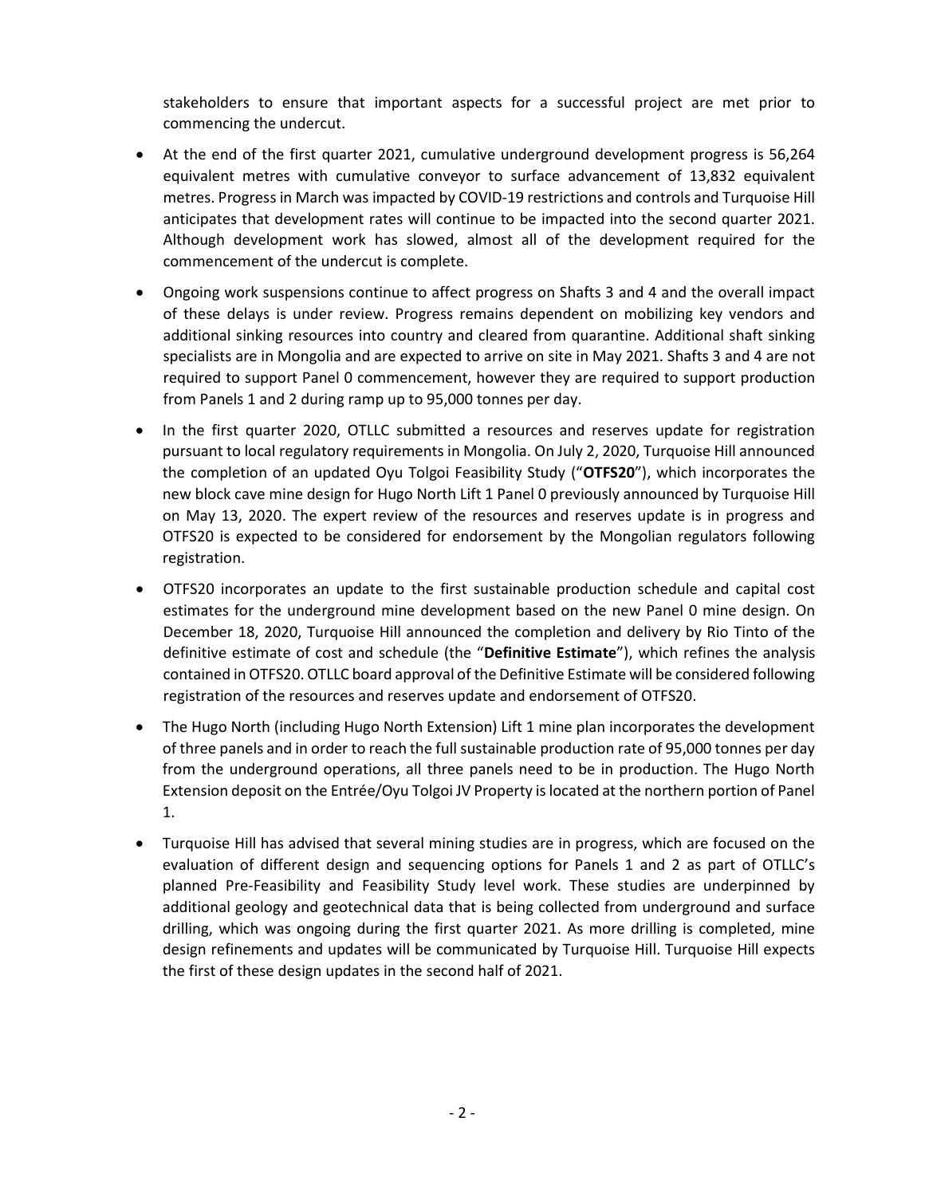stakeholders to ensure that important aspects for a successful project are met prior to commencing the undercut.

- At the end of the first quarter 2021, cumulative underground development progress is 56,264 equivalent metres with cumulative conveyor to surface advancement of 13,832 equivalent metres. Progress in March was impacted by COVID-19 restrictions and controls and Turquoise Hill anticipates that development rates will continue to be impacted into the second quarter 2021. Although development work has slowed, almost all of the development required for the commencement of the undercut is complete.
- Ongoing work suspensions continue to affect progress on Shafts 3 and 4 and the overall impact of these delays is under review. Progress remains dependent on mobilizing key vendors and additional sinking resources into country and cleared from quarantine. Additional shaft sinking specialists are in Mongolia and are expected to arrive on site in May 2021. Shafts 3 and 4 are not required to support Panel 0 commencement, however they are required to support production from Panels 1 and 2 during ramp up to 95,000 tonnes per day.
- In the first quarter 2020, OTLLC submitted a resources and reserves update for registration pursuant to local regulatory requirements in Mongolia. On July 2, 2020, Turquoise Hill announced the completion of an updated Oyu Tolgoi Feasibility Study ("**OTFS20**"), which incorporates the new block cave mine design for Hugo North Lift 1 Panel 0 previously announced by Turquoise Hill on May 13, 2020. The expert review of the resources and reserves update is in progress and OTFS20 is expected to be considered for endorsement by the Mongolian regulators following registration.
- OTFS20 incorporates an update to the first sustainable production schedule and capital cost estimates for the underground mine development based on the new Panel 0 mine design. On December 18, 2020, Turquoise Hill announced the completion and delivery by Rio Tinto of the definitive estimate of cost and schedule (the "**Definitive Estimate**"), which refines the analysis contained in OTFS20. OTLLC board approval of the Definitive Estimate will be considered following registration of the resources and reserves update and endorsement of OTFS20.
- The Hugo North (including Hugo North Extension) Lift 1 mine plan incorporates the development of three panels and in order to reach the full sustainable production rate of 95,000 tonnes per day from the underground operations, all three panels need to be in production. The Hugo North Extension deposit on the Entrée/Oyu Tolgoi JV Property is located at the northern portion of Panel 1.
- Turquoise Hill has advised that several mining studies are in progress, which are focused on the evaluation of different design and sequencing options for Panels 1 and 2 as part of OTLLC's planned Pre-Feasibility and Feasibility Study level work. These studies are underpinned by additional geology and geotechnical data that is being collected from underground and surface drilling, which was ongoing during the first quarter 2021. As more drilling is completed, mine design refinements and updates will be communicated by Turquoise Hill. Turquoise Hill expects the first of these design updates in the second half of 2021.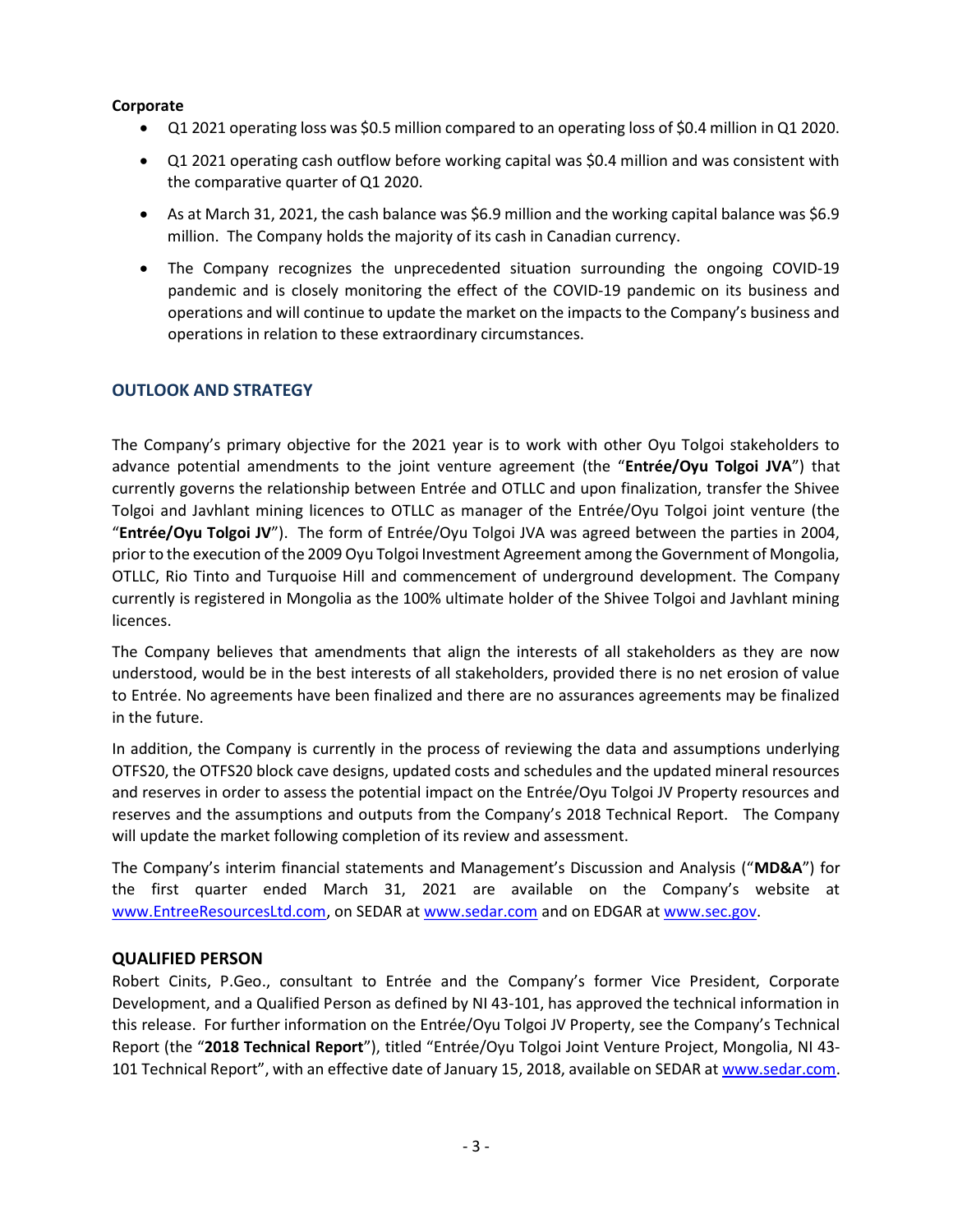**Corporate**

- Q1 2021 operating loss was $0.5 million compared to an operating loss of $0.4 million in Q1 2020.
- Q1 2021 operating cash outflow before working capital was $0.4 million and was consistent with the comparative quarter of Q1 2020.
- As at March 31, 2021, the cash balance was $6.9 million and the working capital balance was $6.9 million. The Company holds the majority of its cash in Canadian currency.
- The Company recognizes the unprecedented situation surrounding the ongoing COVID-19 pandemic and is closely monitoring the effect of the COVID-19 pandemic on its business and operations and will continue to update the market on the impacts to the Company's business and operations in relation to these extraordinary circumstances.

## OUTLOOK AND STRATEGY

The Company's primary objective for the 2021 year is to work with other Oyu Tolgoi stakeholders to advance potential amendments to the joint venture agreement (the "**Entrée/Oyu Tolgoi JVA**") that currently governs the relationship between Entrée and OTLLC and upon finalization, transfer the Shivee Tolgoi and Javhlant mining licences to OTLLC as manager of the Entrée/Oyu Tolgoi joint venture (the "**Entrée/Oyu Tolgoi JV**"). The form of Entrée/Oyu Tolgoi JVA was agreed between the parties in 2004, prior to the execution of the 2009 Oyu Tolgoi Investment Agreement among the Government of Mongolia, OTLLC, Rio Tinto and Turquoise Hill and commencement of underground development. The Company currently is registered in Mongolia as the 100% ultimate holder of the Shivee Tolgoi and Javhlant mining licences.

The Company believes that amendments that align the interests of all stakeholders as they are now understood, would be in the best interests of all stakeholders, provided there is no net erosion of value to Entrée. No agreements have been finalized and there are no assurances agreements may be finalized in the future.

In addition, the Company is currently in the process of reviewing the data and assumptions underlying OTFS20, the OTFS20 block cave designs, updated costs and schedules and the updated mineral resources and reserves in order to assess the potential impact on the Entrée/Oyu Tolgoi JV Property resources and reserves and the assumptions and outputs from the Company's 2018 Technical Report. The Company will update the market following completion of its review and assessment.

The Company's interim financial statements and Management's Discussion and Analysis ("**MD&A**") for the first quarter ended March 31, 2021 are available on the Company's website at [www.EntreeResourcesLtd.com](http://www.EntreeResourcesLtd.com), on SEDAR at [www.sedar.com](http://www.sedar.com) and on EDGAR at [www.sec.gov](http://www.sec.gov).

## QUALIFIED PERSON

Robert Cinits, P.Geo., consultant to Entrée and the Company's former Vice President, Corporate Development, and a Qualified Person as defined by NI 43-101, has approved the technical information in this release. For further information on the Entrée/Oyu Tolgoi JV Property, see the Company's Technical Report (the "**2018 Technical Report**"), titled "Entrée/Oyu Tolgoi Joint Venture Project, Mongolia, NI 43-101 Technical Report", with an effective date of January 15, 2018, available on SEDAR at [www.sedar.com](http://www.sedar.com).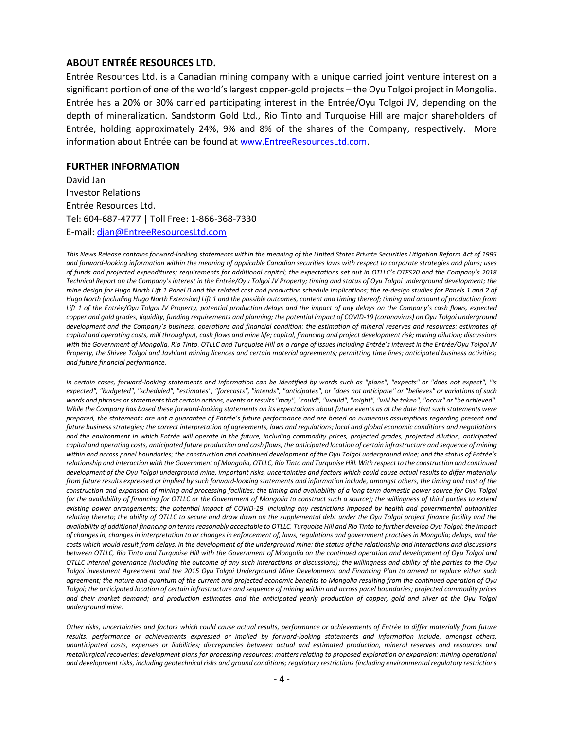## ABOUT ENTRÉE RESOURCES LTD.

Entrée Resources Ltd. is a Canadian mining company with a unique carried joint venture interest on a significant portion of one of the world's largest copper-gold projects – the Oyu Tolgoi project in Mongolia. Entrée has a 20% or 30% carried participating interest in the Entrée/Oyu Tolgoi JV, depending on the depth of mineralization. Sandstorm Gold Ltd., Rio Tinto and Turquoise Hill are major shareholders of Entrée, holding approximately 24%, 9% and 8% of the shares of the Company, respectively. More information about Entrée can be found at [www.EntreeResourcesLtd.com](http://www.EntreeResourcesLtd.com).

## FURTHER INFORMATION

David Jan
Investor Relations
Entrée Resources Ltd.
Tel: 604-687-4777 | Toll Free: 1-866-368-7330
E-mail: [djan@EntreeResourcesLtd.com](mailto:djan@EntreeResourcesLtd.com)

*This News Release contains forward-looking statements within the meaning of the United States Private Securities Litigation Reform Act of 1995 and forward-looking information within the meaning of applicable Canadian securities laws with respect to corporate strategies and plans; uses of funds and projected expenditures; requirements for additional capital; the expectations set out in OTLLC's OTFS20 and the Company's 2018 Technical Report on the Company's interest in the Entrée/Oyu Tolgoi JV Property; timing and status of Oyu Tolgoi underground development; the mine design for Hugo North Lift 1 Panel 0 and the related cost and production schedule implications; the re-design studies for Panels 1 and 2 of Hugo North (including Hugo North Extension) Lift 1 and the possible outcomes, content and timing thereof; timing and amount of production from Lift 1 of the Entrée/Oyu Tolgoi JV Property, potential production delays and the impact of any delays on the Company's cash flows, expected copper and gold grades, liquidity, funding requirements and planning; the potential impact of COVID-19 (coronavirus) on Oyu Tolgoi underground development and the Company's business, operations and financial condition; the estimation of mineral reserves and resources; estimates of capital and operating costs, mill throughput, cash flows and mine life; capital, financing and project development risk; mining dilution; discussions with the Government of Mongolia, Rio Tinto, OTLLC and Turquoise Hill on a range of issues including Entrée's interest in the Entrée/Oyu Tolgoi JV Property, the Shivee Tolgoi and Javhlant mining licences and certain material agreements; permitting time lines; anticipated business activities; and future financial performance.*

*In certain cases, forward-looking statements and information can be identified by words such as "plans", "expects" or "does not expect", "is expected", "budgeted", "scheduled", "estimates", "forecasts", "intends", "anticipates", or "does not anticipate" or "believes" or variations of such words and phrases or statements that certain actions, events or results "may", "could", "would", "might", "will be taken", "occur" or "be achieved". While the Company has based these forward-looking statements on its expectations about future events as at the date that such statements were prepared, the statements are not a guarantee of Entrée's future performance and are based on numerous assumptions regarding present and future business strategies; the correct interpretation of agreements, laws and regulations; local and global economic conditions and negotiations and the environment in which Entrée will operate in the future, including commodity prices, projected grades, projected dilution, anticipated capital and operating costs, anticipated future production and cash flows; the anticipated location of certain infrastructure and sequence of mining within and across panel boundaries; the construction and continued development of the Oyu Tolgoi underground mine; and the status of Entrée's relationship and interaction with the Government of Mongolia, OTLLC, Rio Tinto and Turquoise Hill. With respect to the construction and continued development of the Oyu Tolgoi underground mine, important risks, uncertainties and factors which could cause actual results to differ materially from future results expressed or implied by such forward-looking statements and information include, amongst others, the timing and cost of the construction and expansion of mining and processing facilities; the timing and availability of a long term domestic power source for Oyu Tolgoi (or the availability of financing for OTLLC or the Government of Mongolia to construct such a source); the willingness of third parties to extend existing power arrangements; the potential impact of COVID-19, including any restrictions imposed by health and governmental authorities relating thereto; the ability of OTLLC to secure and draw down on the supplemental debt under the Oyu Tolgoi project finance facility and the availability of additional financing on terms reasonably acceptable to OTLLC, Turquoise Hill and Rio Tinto to further develop Oyu Tolgoi; the impact of changes in, changes in interpretation to or changes in enforcement of, laws, regulations and government practises in Mongolia; delays, and the costs which would result from delays, in the development of the underground mine; the status of the relationship and interactions and discussions between OTLLC, Rio Tinto and Turquoise Hill with the Government of Mongolia on the continued operation and development of Oyu Tolgoi and OTLLC internal governance (including the outcome of any such interactions or discussions); the willingness and ability of the parties to the Oyu Tolgoi Investment Agreement and the 2015 Oyu Tolgoi Underground Mine Development and Financing Plan to amend or replace either such agreement; the nature and quantum of the current and projected economic benefits to Mongolia resulting from the continued operation of Oyu Tolgoi; the anticipated location of certain infrastructure and sequence of mining within and across panel boundaries; projected commodity prices and their market demand; and production estimates and the anticipated yearly production of copper, gold and silver at the Oyu Tolgoi underground mine.*

*Other risks, uncertainties and factors which could cause actual results, performance or achievements of Entrée to differ materially from future results, performance or achievements expressed or implied by forward-looking statements and information include, amongst others, unanticipated costs, expenses or liabilities; discrepancies between actual and estimated production, mineral reserves and resources and metallurgical recoveries; development plans for processing resources; matters relating to proposed exploration or expansion; mining operational and development risks, including geotechnical risks and ground conditions; regulatory restrictions (including environmental regulatory restrictions*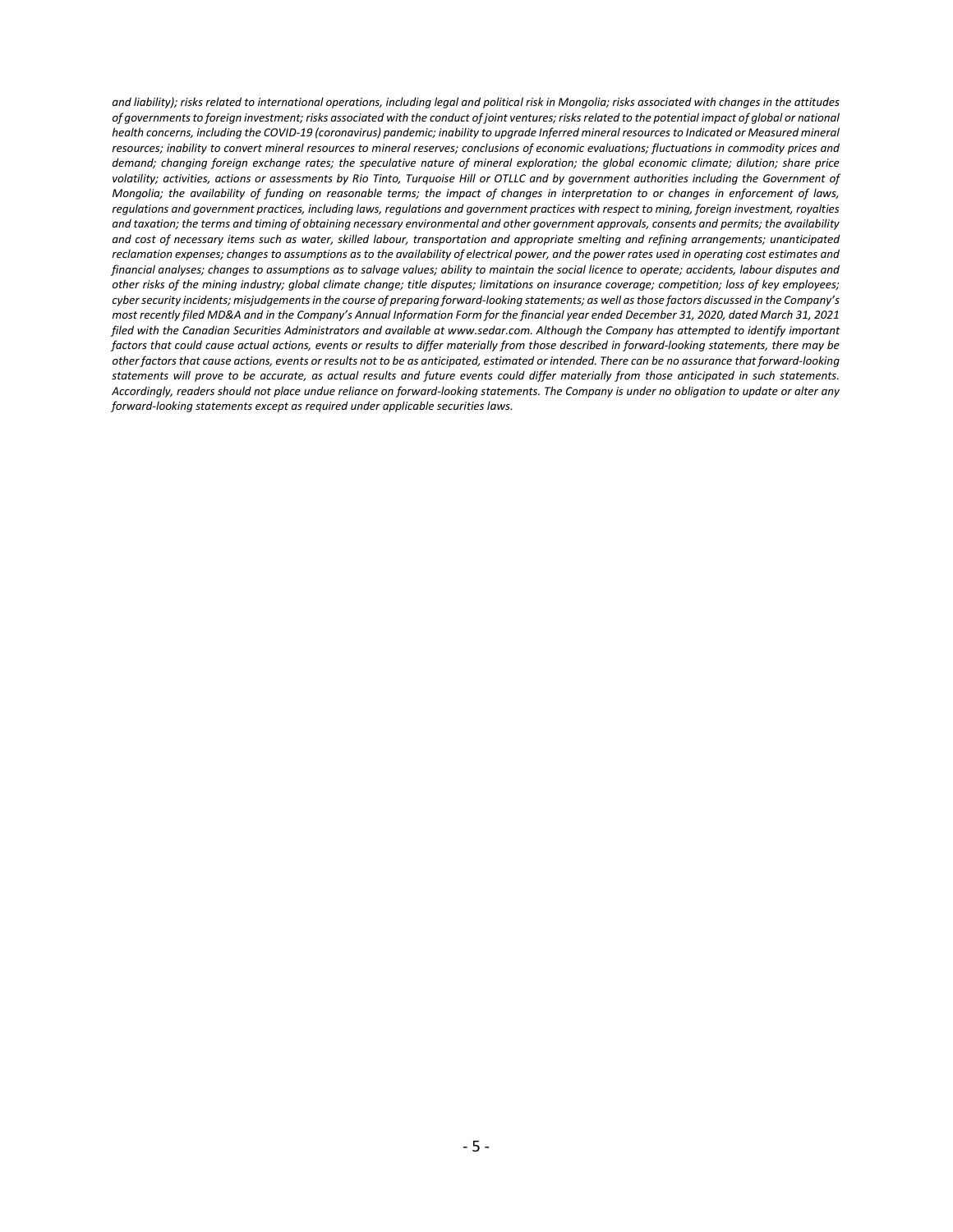*and liability); risks related to international operations, including legal and political risk in Mongolia; risks associated with changes in the attitudes of governments to foreign investment; risks associated with the conduct of joint ventures; risks related to the potential impact of global or national health concerns, including the COVID-19 (coronavirus) pandemic; inability to upgrade Inferred mineral resources to Indicated or Measured mineral resources; inability to convert mineral resources to mineral reserves; conclusions of economic evaluations; fluctuations in commodity prices and demand; changing foreign exchange rates; the speculative nature of mineral exploration; the global economic climate; dilution; share price volatility; activities, actions or assessments by Rio Tinto, Turquoise Hill or OTLLC and by government authorities including the Government of Mongolia; the availability of funding on reasonable terms; the impact of changes in interpretation to or changes in enforcement of laws, regulations and government practices, including laws, regulations and government practices with respect to mining, foreign investment, royalties and taxation; the terms and timing of obtaining necessary environmental and other government approvals, consents and permits; the availability and cost of necessary items such as water, skilled labour, transportation and appropriate smelting and refining arrangements; unanticipated reclamation expenses; changes to assumptions as to the availability of electrical power, and the power rates used in operating cost estimates and financial analyses; changes to assumptions as to salvage values; ability to maintain the social licence to operate; accidents, labour disputes and other risks of the mining industry; global climate change; title disputes; limitations on insurance coverage; competition; loss of key employees; cyber security incidents; misjudgements in the course of preparing forward-looking statements; as well as those factors discussed in the Company's most recently filed MD&A and in the Company's Annual Information Form for the financial year ended December 31, 2020, dated March 31, 2021 filed with the Canadian Securities Administrators and available at www.sedar.com. Although the Company has attempted to identify important factors that could cause actual actions, events or results to differ materially from those described in forward-looking statements, there may be other factors that cause actions, events or results not to be as anticipated, estimated or intended. There can be no assurance that forward-looking statements will prove to be accurate, as actual results and future events could differ materially from those anticipated in such statements. Accordingly, readers should not place undue reliance on forward-looking statements. The Company is under no obligation to update or alter any forward-looking statements except as required under applicable securities laws.*